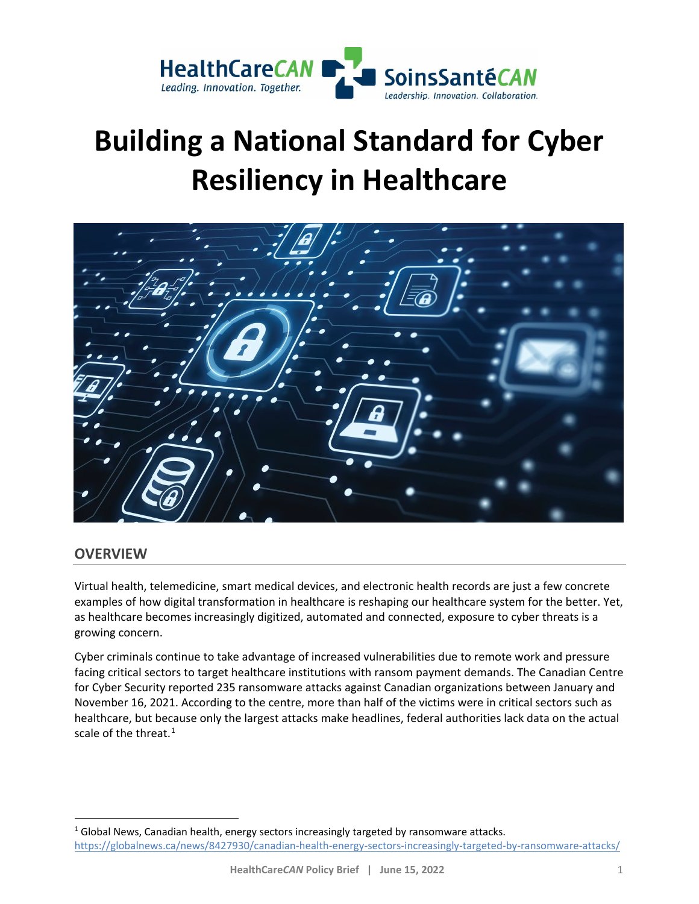# Building a National Standard for Cyber Resiliency in Healthcare

## OVERVIEW

Virtual health, telemedicine, smart medical devices, and electronic health records are just a few concrete examples of how digital transformation in healthcare is reshaping our healthcare system for the better. Yet, as healthcare becomes increasingly digitized, automated and connected, exposure to cyber threats is a growing concern.

Cyber criminals continue to take advantage of increased vulnerabilities due to remote work and pressure facing critical sectors to target healthcare institutions with ransom payment demands. The Canadian Centre for Cyber Security reported 235 ransomware attacks against Canadian organizations between January and November 16, 2021. According to the centre, more than half of the victims were in critical sectors such as healthcare, but because only the largest attacks make headlines, federal authorities lack data on the actual scale of the threat.[1]

---

[1] Global News, Canadian health, energy sectors increasingly targeted by ransomware attacks. https://globalnews.ca/news/8427930/canadian-health-energy-sectors-increasingly-targeted-by-ransomware-attacks/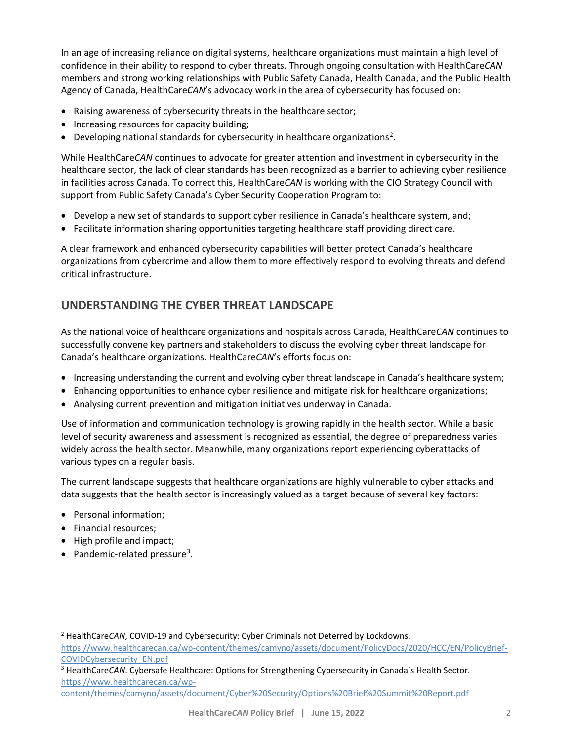In an age of increasing reliance on digital systems, healthcare organizations must maintain a high level of confidence in their ability to respond to cyber threats. Through ongoing consultation with HealthCare*CAN* members and strong working relationships with Public Safety Canada, Health Canada, and the Public Health Agency of Canada, HealthCare*CAN*'s advocacy work in the area of cybersecurity has focused on:

- Raising awareness of cybersecurity threats in the healthcare sector;
- Increasing resources for capacity building;
- Developing national standards for cybersecurity in healthcare organizations[2].

While HealthCare*CAN* continues to advocate for greater attention and investment in cybersecurity in the healthcare sector, the lack of clear standards has been recognized as a barrier to achieving cyber resilience in facilities across Canada. To correct this, HealthCare*CAN* is working with the CIO Strategy Council with support from Public Safety Canada's Cyber Security Cooperation Program to:

- Develop a new set of standards to support cyber resilience in Canada's healthcare system, and;
- Facilitate information sharing opportunities targeting healthcare staff providing direct care.

A clear framework and enhanced cybersecurity capabilities will better protect Canada's healthcare organizations from cybercrime and allow them to more effectively respond to evolving threats and defend critical infrastructure.

## UNDERSTANDING THE CYBER THREAT LANDSCAPE

As the national voice of healthcare organizations and hospitals across Canada, HealthCare*CAN* continues to successfully convene key partners and stakeholders to discuss the evolving cyber threat landscape for Canada's healthcare organizations. HealthCare*CAN*'s efforts focus on:

- Increasing understanding the current and evolving cyber threat landscape in Canada's healthcare system;
- Enhancing opportunities to enhance cyber resilience and mitigate risk for healthcare organizations;
- Analysing current prevention and mitigation initiatives underway in Canada.

Use of information and communication technology is growing rapidly in the health sector. While a basic level of security awareness and assessment is recognized as essential, the degree of preparedness varies widely across the health sector. Meanwhile, many organizations report experiencing cyberattacks of various types on a regular basis.

The current landscape suggests that healthcare organizations are highly vulnerable to cyber attacks and data suggests that the health sector is increasingly valued as a target because of several key factors:

- Personal information;
- Financial resources;
- High profile and impact;
- Pandemic-related pressure[3].

---

[2] HealthCare*CAN*, COVID-19 and Cybersecurity: Cyber Criminals not Deterred by Lockdowns. https://www.healthcarecan.ca/wp-content/themes/camyno/assets/document/PolicyDocs/2020/HCC/EN/PolicyBrief-COVIDCybersecurity_EN.pdf

[3] HealthCare*CAN*. Cybersafe Healthcare: Options for Strengthening Cybersecurity in Canada's Health Sector. https://www.healthcarecan.ca/wp-content/themes/camyno/assets/document/Cyber%20Security/Options%20Brief%20Summit%20Report.pdf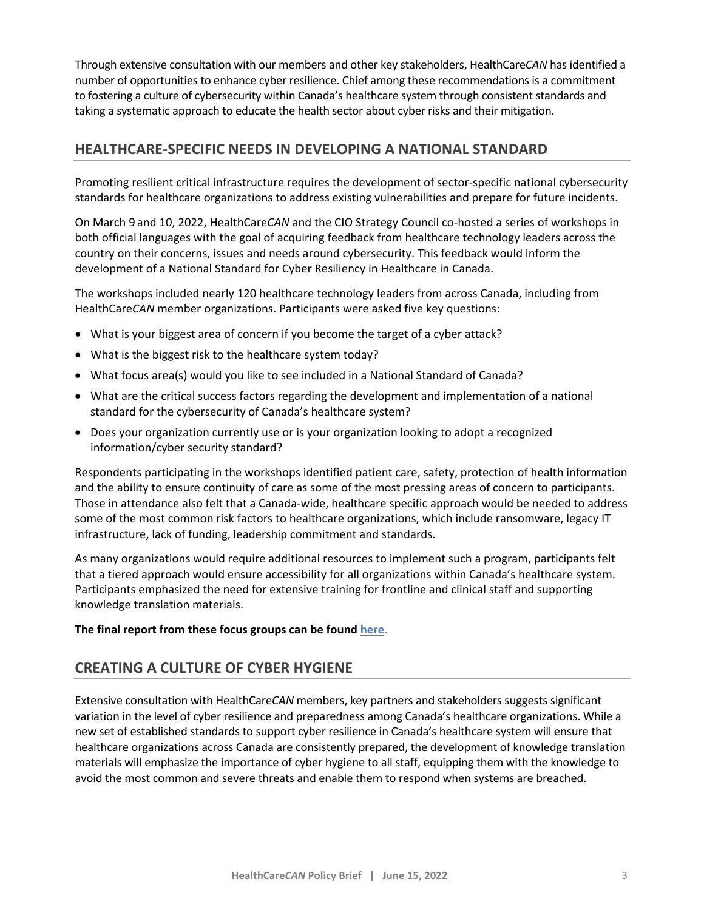Through extensive consultation with our members and other key stakeholders, Healthcare*CAN* has identified a number of opportunities to enhance cyber resilience. Chief among these recommendations is a commitment to fostering a culture of cybersecurity within Canada's healthcare system through consistent standards and taking a systematic approach to educate the health sector about cyber risks and their mitigation.

## HEALTHCARE-SPECIFIC NEEDS IN DEVELOPING A NATIONAL STANDARD

Promoting resilient critical infrastructure requires the development of sector-specific national cybersecurity standards for healthcare organizations to address existing vulnerabilities and prepare for future incidents.

On March 9 and 10, 2022, Healthcare*CAN* and the CIO Strategy Council co-hosted a series of workshops in both official languages with the goal of acquiring feedback from healthcare technology leaders across the country on their concerns, issues and needs around cybersecurity. This feedback would inform the development of a National Standard for Cyber Resiliency in Healthcare in Canada.

The workshops included nearly 120 healthcare technology leaders from across Canada, including from Healthcare*CAN* member organizations. Participants were asked five key questions:

- What is your biggest area of concern if you become the target of a cyber attack?
- What is the biggest risk to the healthcare system today?
- What focus area(s) would you like to see included in a National Standard of Canada?
- What are the critical success factors regarding the development and implementation of a national standard for the cybersecurity of Canada's healthcare system?
- Does your organization currently use or is your organization looking to adopt a recognized information/cyber security standard?

Respondents participating in the workshops identified patient care, safety, protection of health information and the ability to ensure continuity of care as some of the most pressing areas of concern to participants. Those in attendance also felt that a Canada-wide, healthcare specific approach would be needed to address some of the most common risk factors to healthcare organizations, which include ransomware, legacy IT infrastructure, lack of funding, leadership commitment and standards.

As many organizations would require additional resources to implement such a program, participants felt that a tiered approach would ensure accessibility for all organizations within Canada's healthcare system. Participants emphasized the need for extensive training for frontline and clinical staff and supporting knowledge translation materials.

**The final report from these focus groups can be found here.**

## CREATING A CULTURE OF CYBER HYGIENE

Extensive consultation with Healthcare*CAN* members, key partners and stakeholders suggests significant variation in the level of cyber resilience and preparedness among Canada's healthcare organizations. While a new set of established standards to support cyber resilience in Canada's healthcare system will ensure that healthcare organizations across Canada are consistently prepared, the development of knowledge translation materials will emphasize the importance of cyber hygiene to all staff, equipping them with the knowledge to avoid the most common and severe threats and enable them to respond when systems are breached.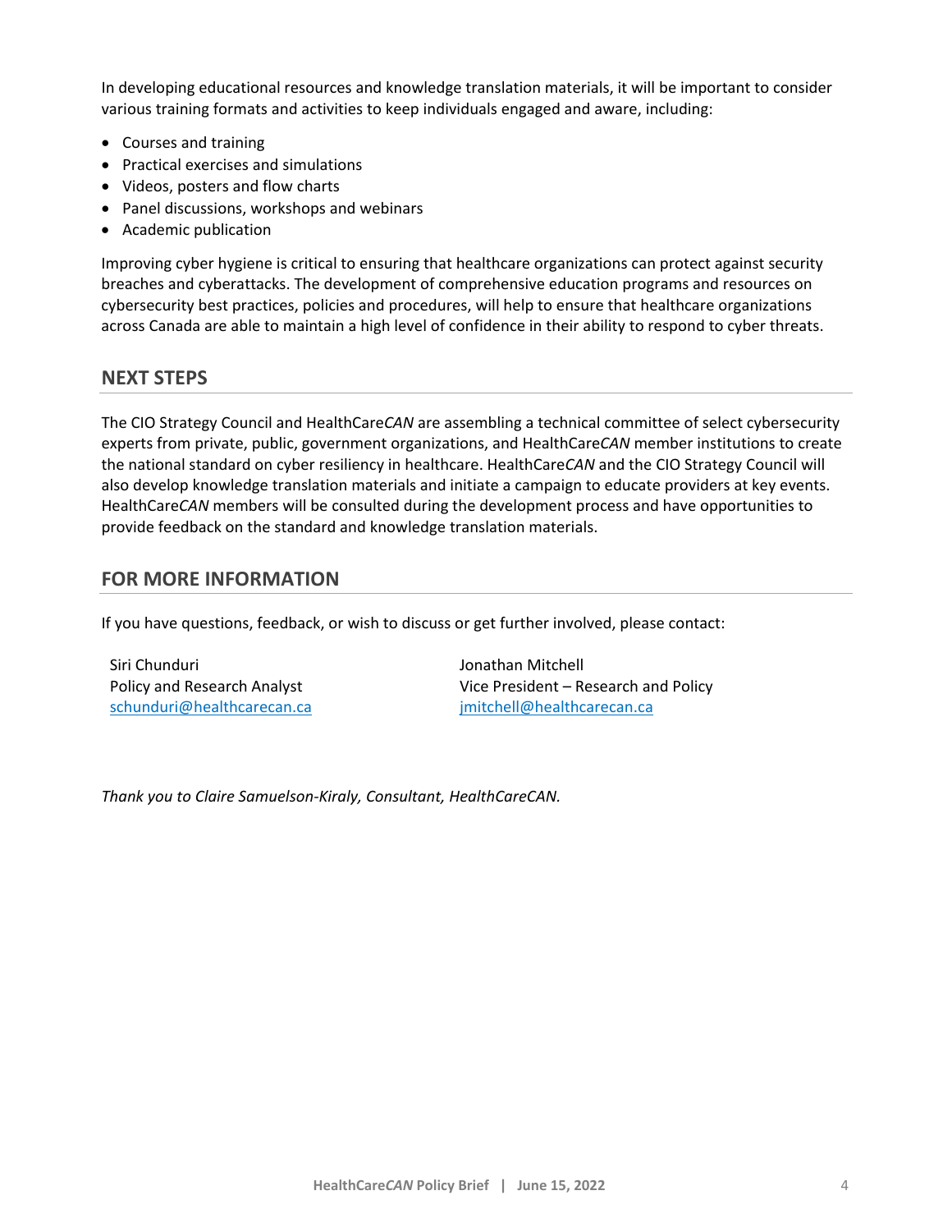In developing educational resources and knowledge translation materials, it will be important to consider various training formats and activities to keep individuals engaged and aware, including:

- Courses and training
- Practical exercises and simulations
- Videos, posters and flow charts
- Panel discussions, workshops and webinars
- Academic publication

Improving cyber hygiene is critical to ensuring that healthcare organizations can protect against security breaches and cyberattacks. The development of comprehensive education programs and resources on cybersecurity best practices, policies and procedures, will help to ensure that healthcare organizations across Canada are able to maintain a high level of confidence in their ability to respond to cyber threats.

## NEXT STEPS

The CIO Strategy Council and HealthCare*CAN* are assembling a technical committee of select cybersecurity experts from private, public, government organizations, and HealthCare*CAN* member institutions to create the national standard on cyber resiliency in healthcare. HealthCare*CAN* and the CIO Strategy Council will also develop knowledge translation materials and initiate a campaign to educate providers at key events. HealthCare*CAN* members will be consulted during the development process and have opportunities to provide feedback on the standard and knowledge translation materials.

## FOR MORE INFORMATION

If you have questions, feedback, or wish to discuss or get further involved, please contact:

Siri Chunduri
Policy and Research Analyst
schunduri@healthcarecan.ca

Jonathan Mitchell
Vice President – Research and Policy
jmitchell@healthcarecan.ca

*Thank you to Claire Samuelson-Kiraly, Consultant, HealthCareCAN.*